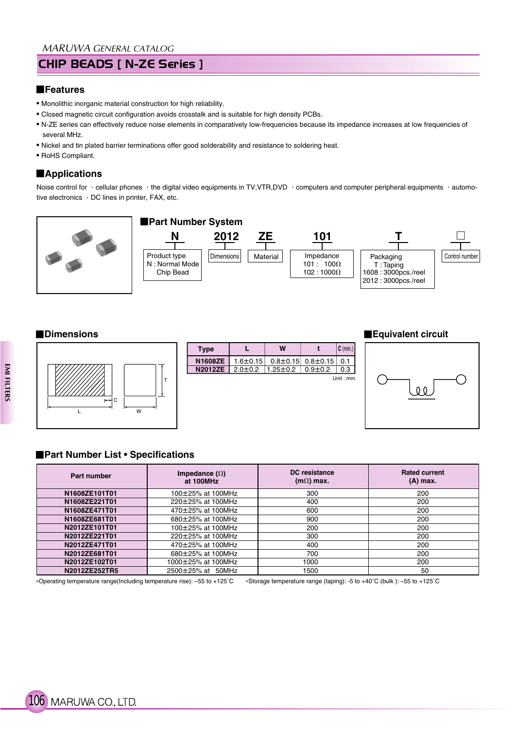# CHIP BEADS [ N-ZE Series ]

## Features

- Monolithic inorganic material construction for high reliability.
- Closed magnetic circuit configuration avoids crosstalk and is suitable for high density PCBs.
- N-ZE series can effectively reduce noise elements in comparatively low-frequencies because its impedance increases at low frequencies of several MHz.
- Nickel and tin plated barrier terminations offer good solderability and resistance to soldering heat.
- RoHS Compliant.

## Applications

Noise control for ・cellular phones ・the digital video equipments in TV,VTR,DVD ・computers and computer peripheral equipments ・automotive electronics ・DC lines in printer, FAX, etc.

## Part Number System

| N | 2012 | ZE | 101 | T | □ |
|---|---|---|---|---|---|
| Product type<br>N : Normal Mode Chip Bead | Dimensions | Material | Impedance<br>101 : 100Ω<br>102 : 1000Ω | Packaging<br>T : Taping<br>1608 : 3000pcs./reel<br>2012 : 3000pcs./reel | Control number |

## Dimensions

| Type | L | W | t | C (min.) |
|---|---|---|---|---|
| N1608ZE | 1.6±0.15 | 0.8±0.15 | 0.8±0.15 | 0.1 |
| N2012ZE | 2.0±0.2 | 1.25±0.2 | 0.9±0.2 | 0.3 |

Unit : mm

## Equivalent circuit

## Part Number List • Specifications

| Part number | Impedance (Ω) at 100MHz | DC resistance (mΩ) max. | Rated current (A) max. |
|---|---|---|---|
| N1608ZE101T01 | 100±25% at 100MHz | 300 | 200 |
| N1608ZE221T01 | 220±25% at 100MHz | 400 | 200 |
| N1608ZE471T01 | 470±25% at 100MHz | 600 | 200 |
| N1608ZE681T01 | 680±25% at 100MHz | 900 | 200 |
| N2012ZE101T01 | 100±25% at 100MHz | 200 | 200 |
| N2012ZE221T01 | 220±25% at 100MHz | 300 | 200 |
| N2012ZE471T01 | 470±25% at 100MHz | 400 | 200 |
| N2012ZE681T01 | 680±25% at 100MHz | 700 | 200 |
| N2012ZE102T01 | 1000±25% at 100MHz | 1000 | 200 |
| N2012ZE252TR5 | 2500±25% at 50MHz | 1500 | 50 |

*Operating temperature range(Including temperature rise): –55 to +125˚C *Storage temperature range (taping): -5 to +40˚C (bulk ): –55 to +125˚C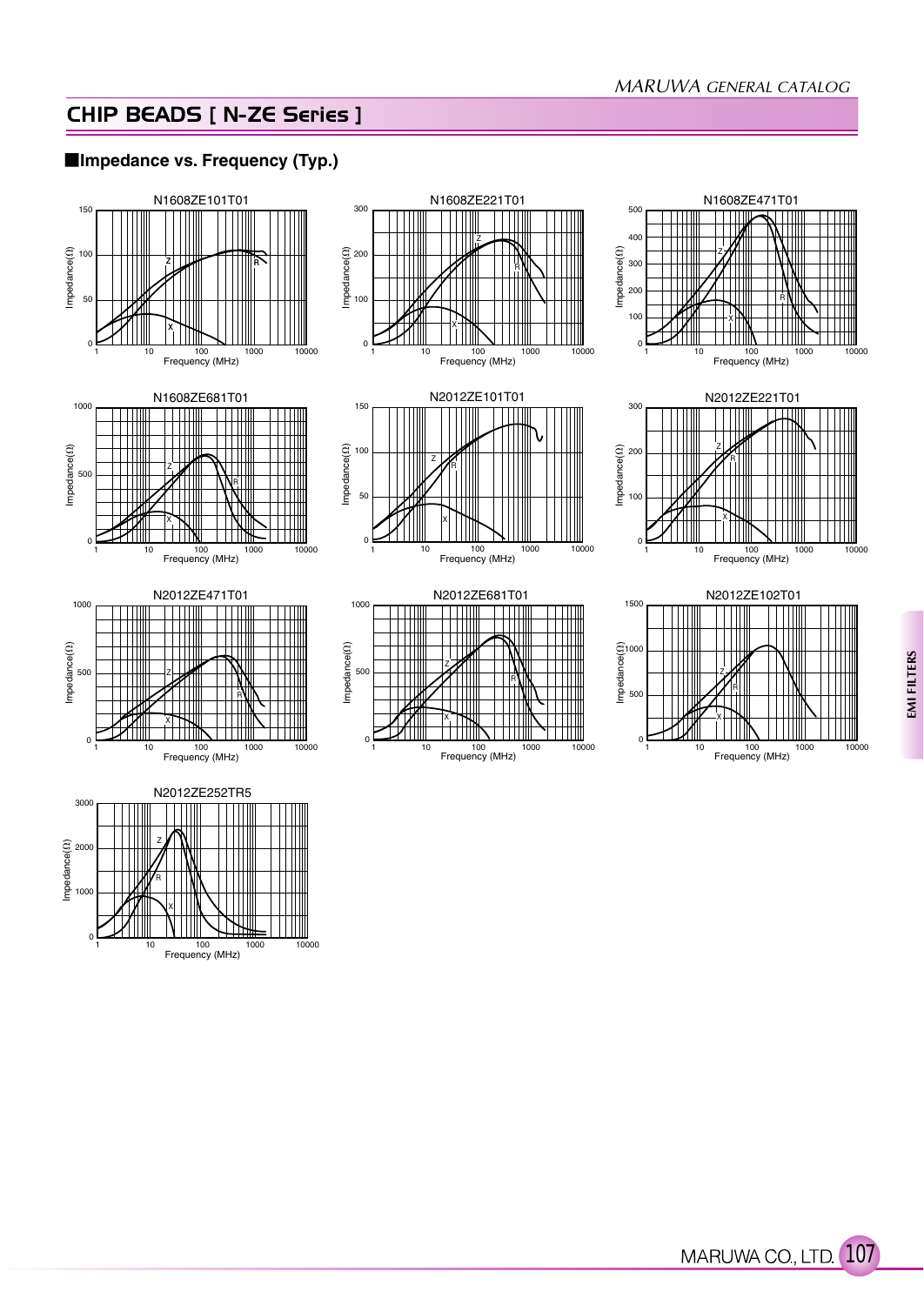# CHIP BEADS [ N-ZE Series ]

## Impedance vs. Frequency (Typ.)

N1608ZE101T01

Impedance(Ω)

150
100
50
0

Z
R
X

1 10 100 1000 10000

Frequency (MHz)

N1608ZE221T01

Impedance(Ω)

300
200
100
0

Z
R
X

1 10 100 1000 10000

Frequency (MHz)

N1608ZE471T01

Impedance(Ω)

500
400
300
200
100
0

Z
R
X

1 10 100 1000 10000

Frequency (MHz)

N1608ZE681T01

Impedance(Ω)

1000
500
0

Z
R
X

1 10 100 1000 10000

Frequency (MHz)

N2012ZE101T01

Impedance(Ω)

150
100
50
0

Z
R
X

1 10 100 1000 10000

Frequency (MHz)

N2012ZE221T01

Impedance(Ω)

300
200
100
0

Z
R
X

1 10 100 1000 10000

Frequency (MHz)

N2012ZE471T01

Impedance(Ω)

1000
500
0

Z
R
X

1 10 100 1000 10000

Frequency (MHz)

N2012ZE681T01

Impedance(Ω)

1000
500
0

Z
R
X

1 10 100 1000 10000

Frequency (MHz)

N2012ZE102T01

Impedance(Ω)

1500
1000
500
0

Z
R
X

1 10 100 1000 10000

Frequency (MHz)

N2012ZE252TR5

Impedance(Ω)

3000
2000
1000
0

Z
R
X

1 10 100 1000 10000

Frequency (MHz)

EMI FILTERS